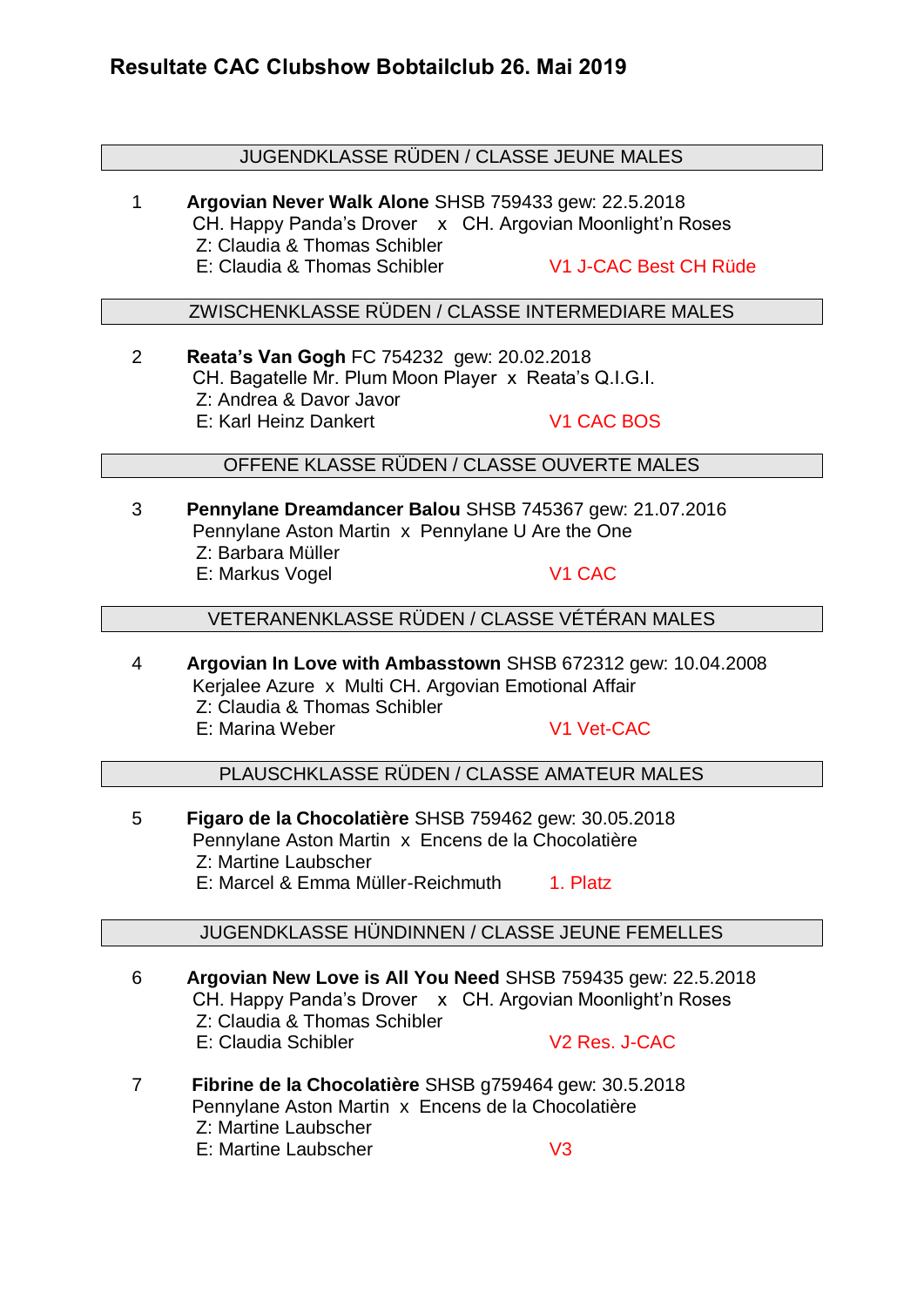# Resultate CAC Clubshow Bobtailclub 26. Mai 2019

## JUGENDKLASSE RÜDEN / CLASSE JEUNE MALES

1 **Argovian Never Walk Alone** SHSB 759433 gew: 22.5.2018
CH. Happy Panda's Drover x CH. Argovian Moonlight'n Roses
Z: Claudia & Thomas Schibler
E: Claudia & Thomas Schibler — V1 J-CAC Best CH Rüde

## ZWISCHENKLASSE RÜDEN / CLASSE INTERMEDIARE MALES

2 **Reata's Van Gogh** FC 754232 gew: 20.02.2018
CH. Bagatelle Mr. Plum Moon Player x Reata's Q.I.G.I.
Z: Andrea & Davor Javor
E: Karl Heinz Dankert — V1 CAC BOS

## OFFENE KLASSE RÜDEN / CLASSE OUVERTE MALES

3 **Pennylane Dreamdancer Balou** SHSB 745367 gew: 21.07.2016
Pennylane Aston Martin x Pennylane U Are the One
Z: Barbara Müller
E: Markus Vogel — V1 CAC

## VETERANENKLASSE RÜDEN / CLASSE VÉTÉRAN MALES

4 **Argovian In Love with Ambasstown** SHSB 672312 gew: 10.04.2008
Kerjalee Azure x Multi CH. Argovian Emotional Affair
Z: Claudia & Thomas Schibler
E: Marina Weber — V1 Vet-CAC

## PLAUSCHKLASSE RÜDEN / CLASSE AMATEUR MALES

5 **Figaro de la Chocolatière** SHSB 759462 gew: 30.05.2018
Pennylane Aston Martin x Encens de la Chocolatière
Z: Martine Laubscher
E: Marcel & Emma Müller-Reichmuth — 1. Platz

## JUGENDKLASSE HÜNDINNEN / CLASSE JEUNE FEMELLES

6 **Argovian New Love is All You Need** SHSB 759435 gew: 22.5.2018
CH. Happy Panda's Drover x CH. Argovian Moonlight'n Roses
Z: Claudia & Thomas Schibler
E: Claudia Schibler — V2 Res. J-CAC

7 **Fibrine de la Chocolatière** SHSB g759464 gew: 30.5.2018
Pennylane Aston Martin x Encens de la Chocolatière
Z: Martine Laubscher
E: Martine Laubscher — V3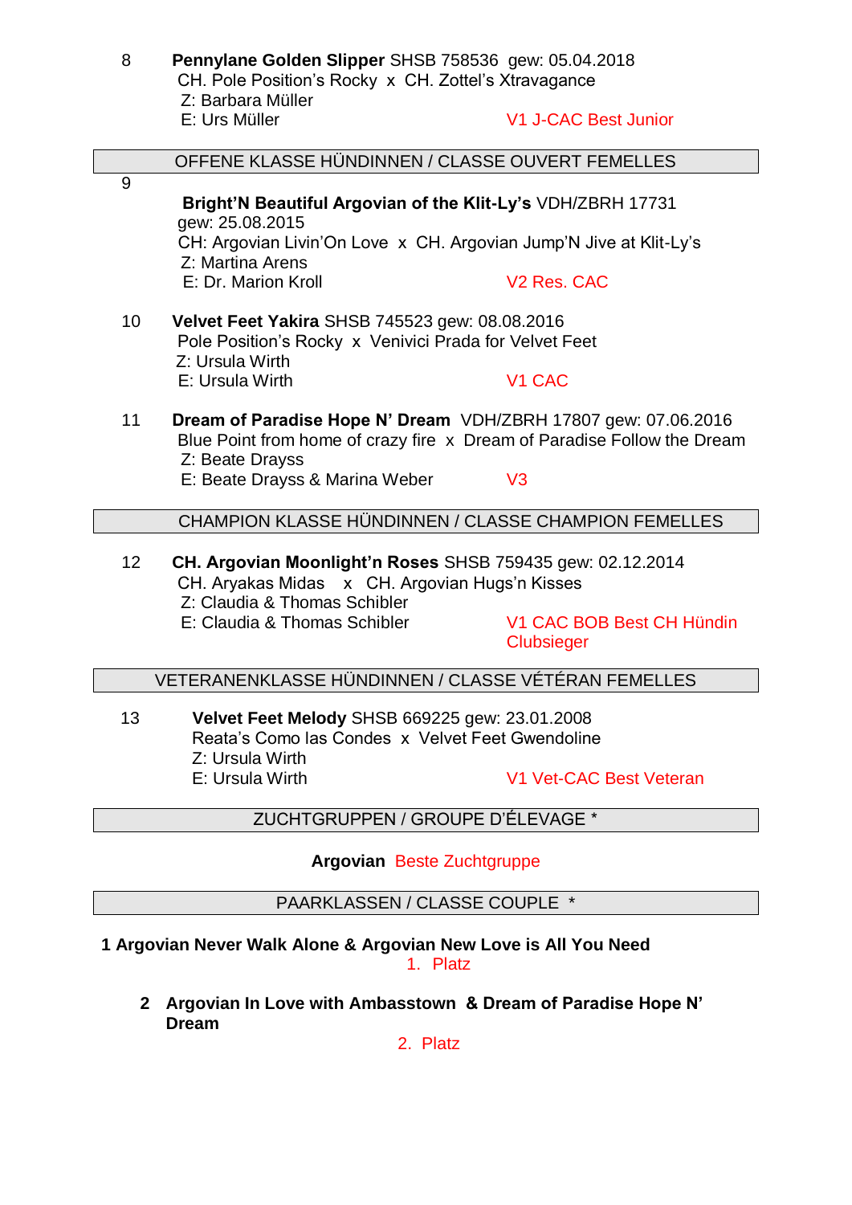8 **Pennylane Golden Slipper** SHSB 758536 gew: 05.04.2018
CH. Pole Position's Rocky x CH. Zottel's Xtravagance
Z: Barbara Müller
E: Urs Müller — V1 J-CAC Best Junior

## OFFENE KLASSE HÜNDINNEN / CLASSE OUVERT FEMELLES

9 **Bright'N Beautiful Argovian of the Klit-Ly's** VDH/ZBRH 17731
gew: 25.08.2015
CH: Argovian Livin'On Love x CH. Argovian Jump'N Jive at Klit-Ly's
Z: Martina Arens
E: Dr. Marion Kroll — V2 Res. CAC

10 **Velvet Feet Yakira** SHSB 745523 gew: 08.08.2016
Pole Position's Rocky x Venivici Prada for Velvet Feet
Z: Ursula Wirth
E: Ursula Wirth — V1 CAC

11 **Dream of Paradise Hope N' Dream** VDH/ZBRH 17807 gew: 07.06.2016
Blue Point from home of crazy fire x Dream of Paradise Follow the Dream
Z: Beate Drayss
E: Beate Drayss & Marina Weber — V3

## CHAMPION KLASSE HÜNDINNEN / CLASSE CHAMPION FEMELLES

12 **CH. Argovian Moonlight'n Roses** SHSB 759435 gew: 02.12.2014
CH. Aryakas Midas x CH. Argovian Hugs'n Kisses
Z: Claudia & Thomas Schibler
E: Claudia & Thomas Schibler — V1 CAC BOB Best CH Hündin Clubsieger

## VETERANENKLASSE HÜNDINNEN / CLASSE VÉTÉRAN FEMELLES

13 **Velvet Feet Melody** SHSB 669225 gew: 23.01.2008
Reata's Como las Condes x Velvet Feet Gwendoline
Z: Ursula Wirth
E: Ursula Wirth — V1 Vet-CAC Best Veteran

## ZUCHTGRUPPEN / GROUPE D'ÉLEVAGE *

**Argovian** Beste Zuchtgruppe

## PAARKLASSEN / CLASSE COUPLE *

**1 Argovian Never Walk Alone & Argovian New Love is All You Need**
1. Platz

**2 Argovian In Love with Ambasstown & Dream of Paradise Hope N' Dream**
2. Platz